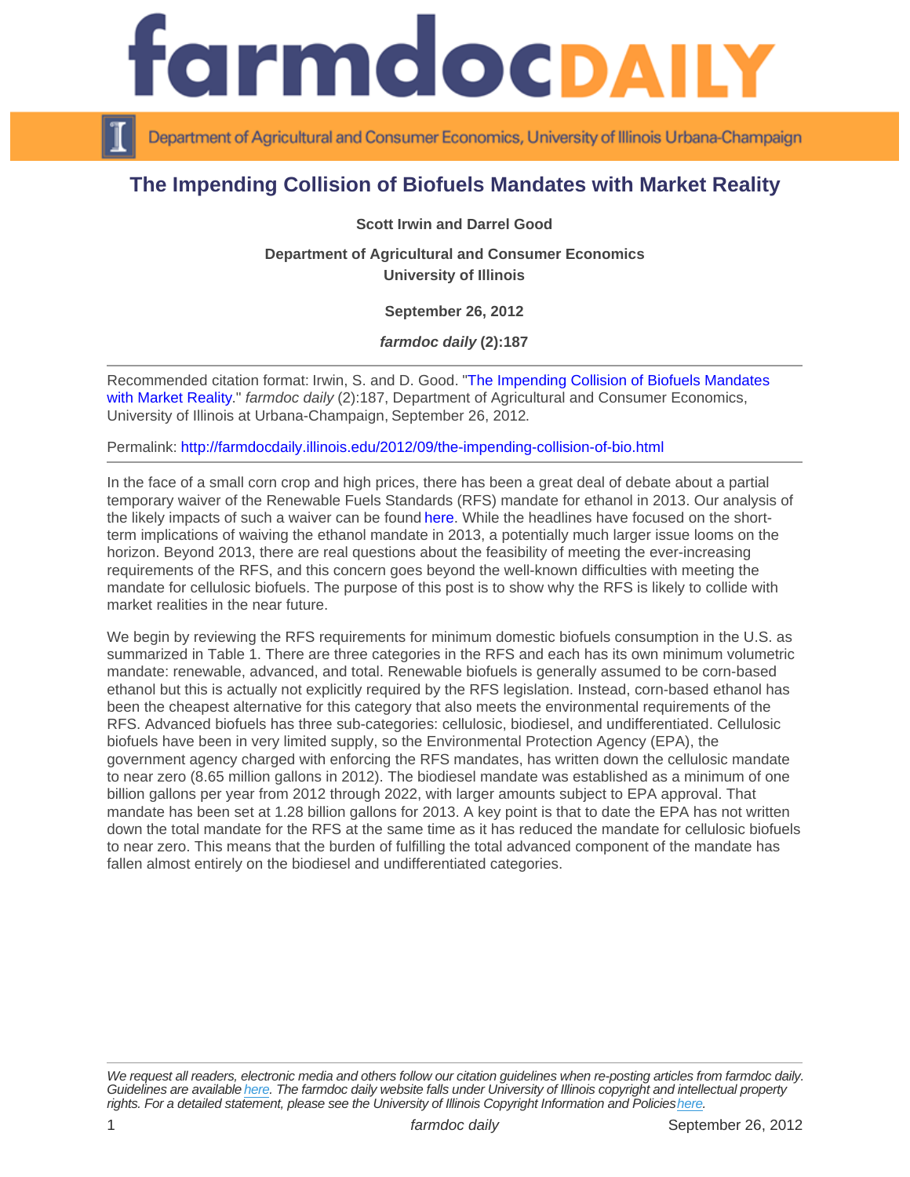# The Impending Collision of Biofuels Mandates with Market Reality

**Scott Irwin and Darrel Good**

**Department of Agricultural and Consumer Economics**
**University of Illinois**

**September 26, 2012**

***farmdoc daily* (2):187**

---

Recommended citation format: Irwin, S. and D. Good. "The Impending Collision of Biofuels Mandates with Market Reality." *farmdoc daily* (2):187, Department of Agricultural and Consumer Economics, University of Illinois at Urbana-Champaign, September 26, 2012.

Permalink: http://farmdocdaily.illinois.edu/2012/09/the-impending-collision-of-bio.html

---

In the face of a small corn crop and high prices, there has been a great deal of debate about a partial temporary waiver of the Renewable Fuels Standards (RFS) mandate for ethanol in 2013. Our analysis of the likely impacts of such a waiver can be found here. While the headlines have focused on the short-term implications of waiving the ethanol mandate in 2013, a potentially much larger issue looms on the horizon. Beyond 2013, there are real questions about the feasibility of meeting the ever-increasing requirements of the RFS, and this concern goes beyond the well-known difficulties with meeting the mandate for cellulosic biofuels. The purpose of this post is to show why the RFS is likely to collide with market realities in the near future.

We begin by reviewing the RFS requirements for minimum domestic biofuels consumption in the U.S. as summarized in Table 1. There are three categories in the RFS and each has its own minimum volumetric mandate: renewable, advanced, and total. Renewable biofuels is generally assumed to be corn-based ethanol but this is actually not explicitly required by the RFS legislation. Instead, corn-based ethanol has been the cheapest alternative for this category that also meets the environmental requirements of the RFS. Advanced biofuels has three sub-categories: cellulosic, biodiesel, and undifferentiated. Cellulosic biofuels have been in very limited supply, so the Environmental Protection Agency (EPA), the government agency charged with enforcing the RFS mandates, has written down the cellulosic mandate to near zero (8.65 million gallons in 2012). The biodiesel mandate was established as a minimum of one billion gallons per year from 2012 through 2022, with larger amounts subject to EPA approval. That mandate has been set at 1.28 billion gallons for 2013. A key point is that to date the EPA has not written down the total mandate for the RFS at the same time as it has reduced the mandate for cellulosic biofuels to near zero. This means that the burden of fulfilling the total advanced component of the mandate has fallen almost entirely on the biodiesel and undifferentiated categories.

---

*We request all readers, electronic media and others follow our citation guidelines when re-posting articles from farmdoc daily. Guidelines are available here. The farmdoc daily website falls under University of Illinois copyright and intellectual property rights. For a detailed statement, please see the University of Illinois Copyright Information and Policies here.*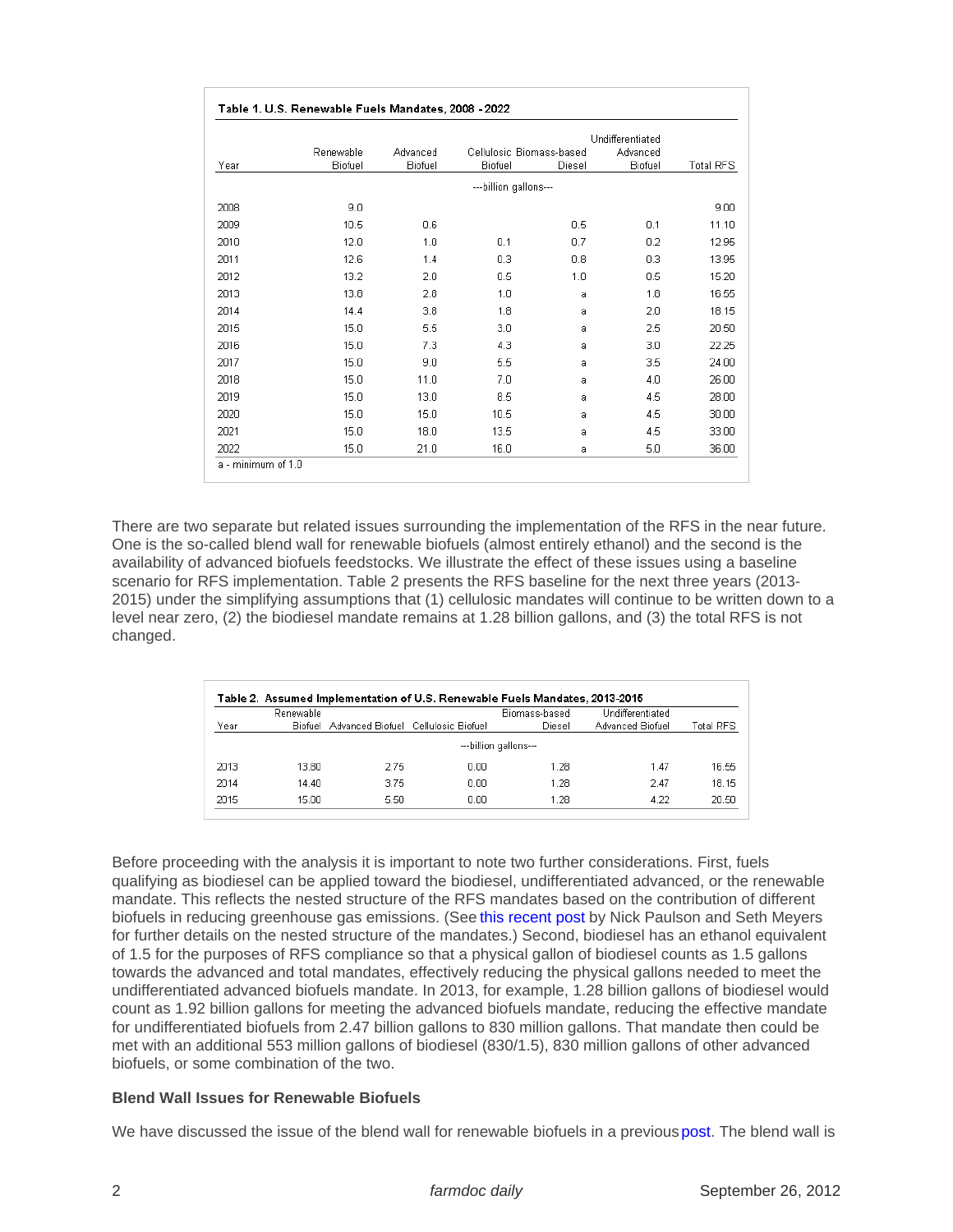**Table 1. U.S. Renewable Fuels Mandates, 2008 - 2022**

| Year | Renewable Biofuel | Advanced Biofuel | Cellulosic Biofuel | Biomass-based Diesel | Undifferentiated Advanced Biofuel | Total RFS |
|---|---|---|---|---|---|---|
| | ---billion gallons--- | | | | | |
| 2008 | 9.0 | | | | | 9.00 |
| 2009 | 10.5 | 0.6 | | 0.5 | 0.1 | 11.10 |
| 2010 | 12.0 | 1.0 | 0.1 | 0.7 | 0.2 | 12.95 |
| 2011 | 12.6 | 1.4 | 0.3 | 0.8 | 0.3 | 13.95 |
| 2012 | 13.2 | 2.0 | 0.5 | 1.0 | 0.5 | 15.20 |
| 2013 | 13.8 | 2.8 | 1.0 | a | 1.8 | 16.55 |
| 2014 | 14.4 | 3.8 | 1.8 | a | 2.0 | 18.15 |
| 2015 | 15.0 | 5.5 | 3.0 | a | 2.5 | 20.50 |
| 2016 | 15.0 | 7.3 | 4.3 | a | 3.0 | 22.25 |
| 2017 | 15.0 | 9.0 | 5.5 | a | 3.5 | 24.00 |
| 2018 | 15.0 | 11.0 | 7.0 | a | 4.0 | 26.00 |
| 2019 | 15.0 | 13.0 | 8.5 | a | 4.5 | 28.00 |
| 2020 | 15.0 | 15.0 | 10.5 | a | 4.5 | 30.00 |
| 2021 | 15.0 | 18.0 | 13.5 | a | 4.5 | 33.00 |
| 2022 | 15.0 | 21.0 | 16.0 | a | 5.0 | 36.00 |

a - minimum of 1.0

There are two separate but related issues surrounding the implementation of the RFS in the near future. One is the so-called blend wall for renewable biofuels (almost entirely ethanol) and the second is the availability of advanced biofuels feedstocks. We illustrate the effect of these issues using a baseline scenario for RFS implementation. Table 2 presents the RFS baseline for the next three years (2013-2015) under the simplifying assumptions that (1) cellulosic mandates will continue to be written down to a level near zero, (2) the biodiesel mandate remains at 1.28 billion gallons, and (3) the total RFS is not changed.

**Table 2. Assumed Implementation of U.S. Renewable Fuels Mandates, 2013-2015**

| Year | Renewable Biofuel | Advanced Biofuel | Cellulosic Biofuel | Biomass-based Diesel | Undifferentiated Advanced Biofuel | Total RFS |
|---|---|---|---|---|---|---|
| | ---billion gallons--- | | | | | |
| 2013 | 13.80 | 2.75 | 0.00 | 1.28 | 1.47 | 16.55 |
| 2014 | 14.40 | 3.75 | 0.00 | 1.28 | 2.47 | 18.15 |
| 2015 | 15.00 | 5.50 | 0.00 | 1.28 | 4.22 | 20.50 |

Before proceeding with the analysis it is important to note two further considerations. First, fuels qualifying as biodiesel can be applied toward the biodiesel, undifferentiated advanced, or the renewable mandate. This reflects the nested structure of the RFS mandates based on the contribution of different biofuels in reducing greenhouse gas emissions. (See this recent post by Nick Paulson and Seth Meyers for further details on the nested structure of the mandates.) Second, biodiesel has an ethanol equivalent of 1.5 for the purposes of RFS compliance so that a physical gallon of biodiesel counts as 1.5 gallons towards the advanced and total mandates, effectively reducing the physical gallons needed to meet the undifferentiated advanced biofuels mandate. In 2013, for example, 1.28 billion gallons of biodiesel would count as 1.92 billion gallons for meeting the advanced biofuels mandate, reducing the effective mandate for undifferentiated biofuels from 2.47 billion gallons to 830 million gallons. That mandate then could be met with an additional 553 million gallons of biodiesel (830/1.5), 830 million gallons of other advanced biofuels, or some combination of the two.

### Blend Wall Issues for Renewable Biofuels

We have discussed the issue of the blend wall for renewable biofuels in a previous post. The blend wall is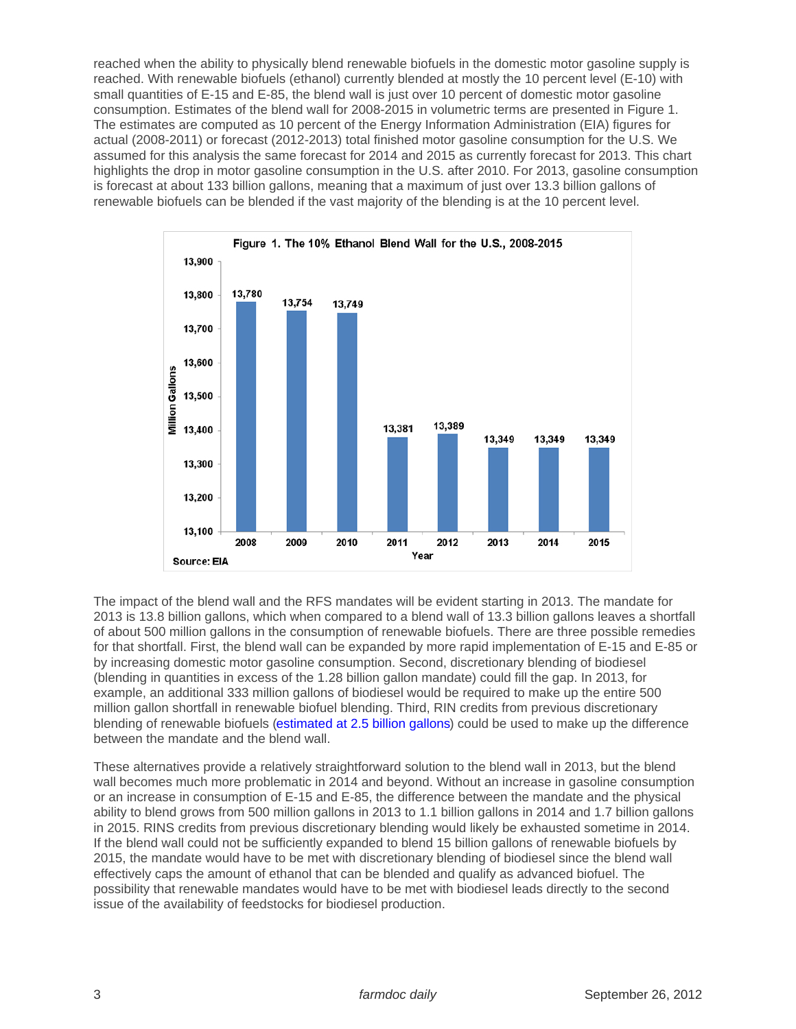reached when the ability to physically blend renewable biofuels in the domestic motor gasoline supply is reached. With renewable biofuels (ethanol) currently blended at mostly the 10 percent level (E-10) with small quantities of E-15 and E-85, the blend wall is just over 10 percent of domestic motor gasoline consumption. Estimates of the blend wall for 2008-2015 in volumetric terms are presented in Figure 1. The estimates are computed as 10 percent of the Energy Information Administration (EIA) figures for actual (2008-2011) or forecast (2012-2013) total finished motor gasoline consumption for the U.S. We assumed for this analysis the same forecast for 2014 and 2015 as currently forecast for 2013. This chart highlights the drop in motor gasoline consumption in the U.S. after 2010. For 2013, gasoline consumption is forecast at about 133 billion gallons, meaning that a maximum of just over 13.3 billion gallons of renewable biofuels can be blended if the vast majority of the blending is at the 10 percent level.

**Figure 1. The 10% Ethanol Blend Wall for the U.S., 2008-2015**

| Year | Million Gallons |
|---|---|
| 2008 | 13,780 |
| 2009 | 13,754 |
| 2010 | 13,749 |
| 2011 | 13,381 |
| 2012 | 13,389 |
| 2013 | 13,349 |
| 2014 | 13,349 |
| 2015 | 13,349 |

Source: EIA

The impact of the blend wall and the RFS mandates will be evident starting in 2013. The mandate for 2013 is 13.8 billion gallons, which when compared to a blend wall of 13.3 billion gallons leaves a shortfall of about 500 million gallons in the consumption of renewable biofuels. There are three possible remedies for that shortfall. First, the blend wall can be expanded by more rapid implementation of E-15 and E-85 or by increasing domestic motor gasoline consumption. Second, discretionary blending of biodiesel (blending in quantities in excess of the 1.28 billion gallon mandate) could fill the gap. In 2013, for example, an additional 333 million gallons of biodiesel would be required to make up the entire 500 million gallon shortfall in renewable biofuel blending. Third, RIN credits from previous discretionary blending of renewable biofuels (estimated at 2.5 billion gallons) could be used to make up the difference between the mandate and the blend wall.

These alternatives provide a relatively straightforward solution to the blend wall in 2013, but the blend wall becomes much more problematic in 2014 and beyond. Without an increase in gasoline consumption or an increase in consumption of E-15 and E-85, the difference between the mandate and the physical ability to blend grows from 500 million gallons in 2013 to 1.1 billion gallons in 2014 and 1.7 billion gallons in 2015. RINS credits from previous discretionary blending would likely be exhausted sometime in 2014. If the blend wall could not be sufficiently expanded to blend 15 billion gallons of renewable biofuels by 2015, the mandate would have to be met with discretionary blending of biodiesel since the blend wall effectively caps the amount of ethanol that can be blended and qualify as advanced biofuel. The possibility that renewable mandates would have to be met with biodiesel leads directly to the second issue of the availability of feedstocks for biodiesel production.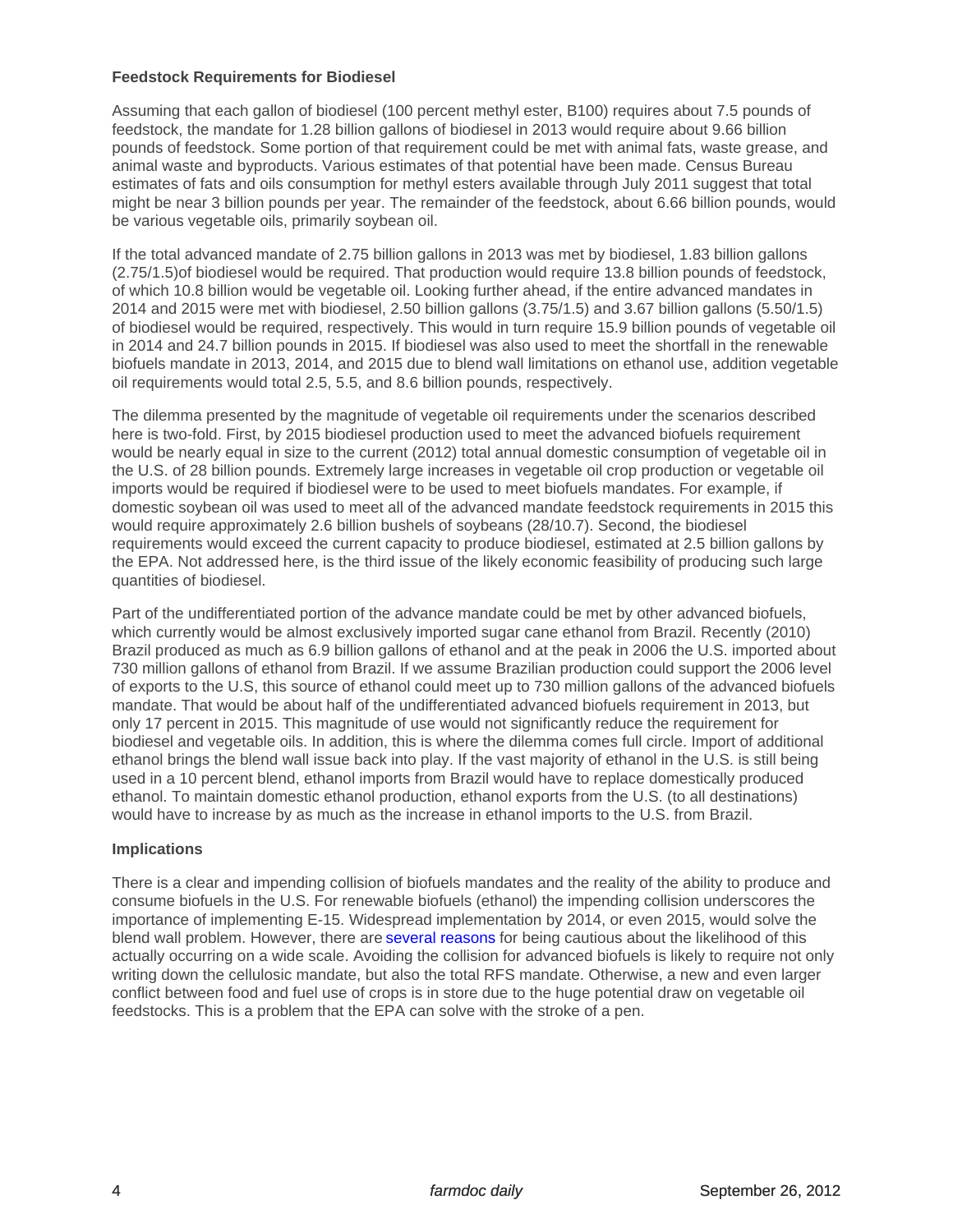**Feedstock Requirements for Biodiesel**

Assuming that each gallon of biodiesel (100 percent methyl ester, B100) requires about 7.5 pounds of feedstock, the mandate for 1.28 billion gallons of biodiesel in 2013 would require about 9.66 billion pounds of feedstock. Some portion of that requirement could be met with animal fats, waste grease, and animal waste and byproducts. Various estimates of that potential have been made. Census Bureau estimates of fats and oils consumption for methyl esters available through July 2011 suggest that total might be near 3 billion pounds per year. The remainder of the feedstock, about 6.66 billion pounds, would be various vegetable oils, primarily soybean oil.

If the total advanced mandate of 2.75 billion gallons in 2013 was met by biodiesel, 1.83 billion gallons (2.75/1.5)of biodiesel would be required. That production would require 13.8 billion pounds of feedstock, of which 10.8 billion would be vegetable oil. Looking further ahead, if the entire advanced mandates in 2014 and 2015 were met with biodiesel, 2.50 billion gallons (3.75/1.5) and 3.67 billion gallons (5.50/1.5) of biodiesel would be required, respectively. This would in turn require 15.9 billion pounds of vegetable oil in 2014 and 24.7 billion pounds in 2015. If biodiesel was also used to meet the shortfall in the renewable biofuels mandate in 2013, 2014, and 2015 due to blend wall limitations on ethanol use, addition vegetable oil requirements would total 2.5, 5.5, and 8.6 billion pounds, respectively.

The dilemma presented by the magnitude of vegetable oil requirements under the scenarios described here is two-fold. First, by 2015 biodiesel production used to meet the advanced biofuels requirement would be nearly equal in size to the current (2012) total annual domestic consumption of vegetable oil in the U.S. of 28 billion pounds. Extremely large increases in vegetable oil crop production or vegetable oil imports would be required if biodiesel were to be used to meet biofuels mandates. For example, if domestic soybean oil was used to meet all of the advanced mandate feedstock requirements in 2015 this would require approximately 2.6 billion bushels of soybeans (28/10.7). Second, the biodiesel requirements would exceed the current capacity to produce biodiesel, estimated at 2.5 billion gallons by the EPA. Not addressed here, is the third issue of the likely economic feasibility of producing such large quantities of biodiesel.

Part of the undifferentiated portion of the advance mandate could be met by other advanced biofuels, which currently would be almost exclusively imported sugar cane ethanol from Brazil. Recently (2010) Brazil produced as much as 6.9 billion gallons of ethanol and at the peak in 2006 the U.S. imported about 730 million gallons of ethanol from Brazil. If we assume Brazilian production could support the 2006 level of exports to the U.S, this source of ethanol could meet up to 730 million gallons of the advanced biofuels mandate. That would be about half of the undifferentiated advanced biofuels requirement in 2013, but only 17 percent in 2015. This magnitude of use would not significantly reduce the requirement for biodiesel and vegetable oils. In addition, this is where the dilemma comes full circle. Import of additional ethanol brings the blend wall issue back into play. If the vast majority of ethanol in the U.S. is still being used in a 10 percent blend, ethanol imports from Brazil would have to replace domestically produced ethanol. To maintain domestic ethanol production, ethanol exports from the U.S. (to all destinations) would have to increase by as much as the increase in ethanol imports to the U.S. from Brazil.

**Implications**

There is a clear and impending collision of biofuels mandates and the reality of the ability to produce and consume biofuels in the U.S. For renewable biofuels (ethanol) the impending collision underscores the importance of implementing E-15. Widespread implementation by 2014, or even 2015, would solve the blend wall problem. However, there are several reasons for being cautious about the likelihood of this actually occurring on a wide scale. Avoiding the collision for advanced biofuels is likely to require not only writing down the cellulosic mandate, but also the total RFS mandate. Otherwise, a new and even larger conflict between food and fuel use of crops is in store due to the huge potential draw on vegetable oil feedstocks. This is a problem that the EPA can solve with the stroke of a pen.